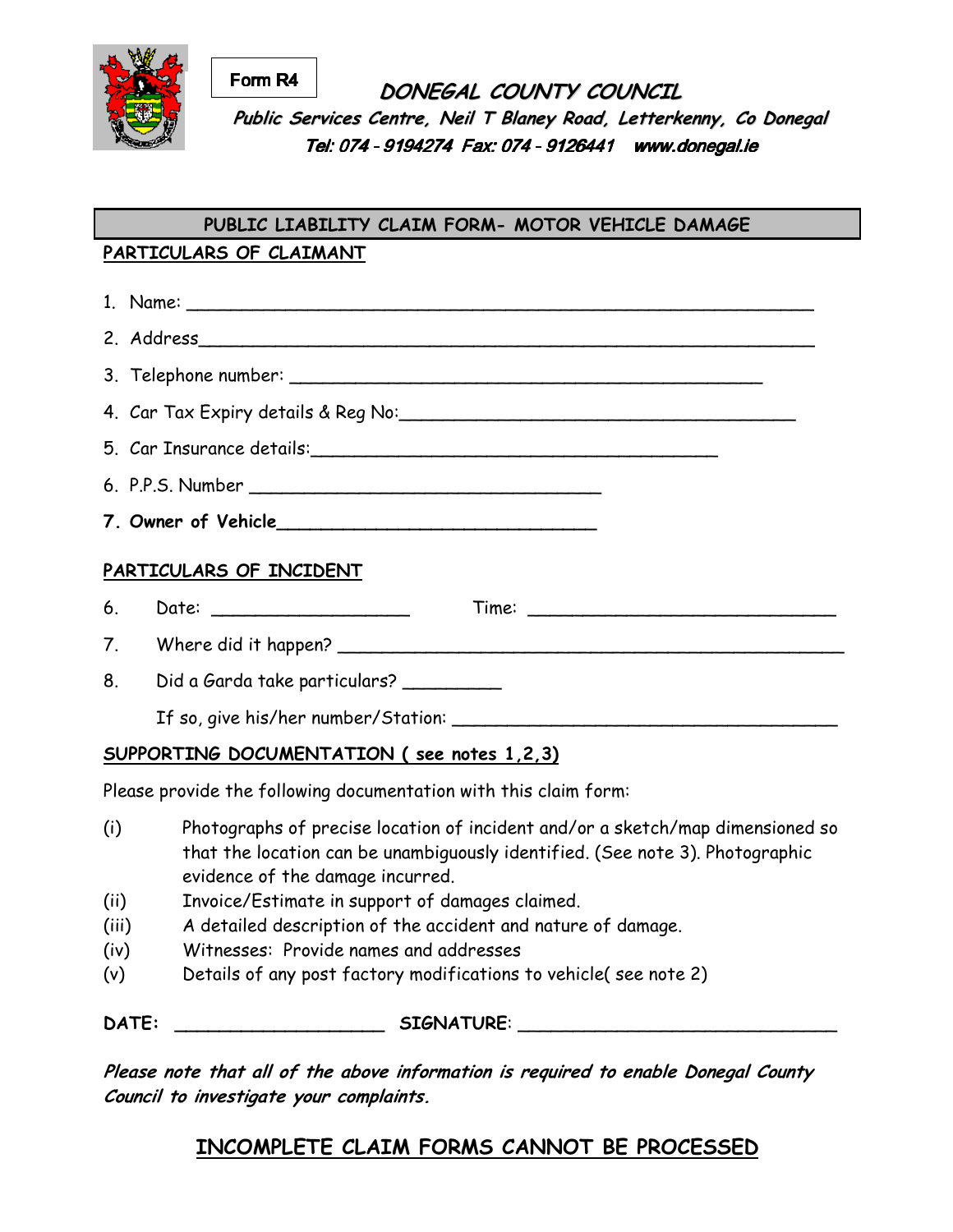Form R4

# DONEGAL COUNTY COUNCIL

*Public Services Centre, Neil T Blaney Road, Letterkenny, Co Donegal*

*Tel: 074 - 9194274 Fax: 074 - 9126441 www.donegal.ie*

## PUBLIC LIABILITY CLAIM FORM- MOTOR VEHICLE DAMAGE

### PARTICULARS OF CLAIMANT

1. Name: ____________________________________________________________
2. Address____________________________________________________________
3. Telephone number: ____________________________________________
4. Car Tax Expiry details & Reg No:____________________________________
5. Car Insurance details:______________________________________
6. P.P.S. Number __________________________________
7. **Owner of Vehicle**______________________________

### PARTICULARS OF INCIDENT

6. Date: ___________________ Time: _____________________________
7. Where did it happen? ________________________________________________
8. Did a Garda take particulars? _________

   If so, give his/her number/Station: ____________________________________

### SUPPORTING DOCUMENTATION ( see notes 1,2,3)

Please provide the following documentation with this claim form:

(i) Photographs of precise location of incident and/or a sketch/map dimensioned so that the location can be unambiguously identified. (See note 3). Photographic evidence of the damage incurred.

(ii) Invoice/Estimate in support of damages claimed.

(iii) A detailed description of the accident and nature of damage.

(iv) Witnesses: Provide names and addresses

(v) Details of any post factory modifications to vehicle( see note 2)

**DATE:** ____________________ **SIGNATURE**: ______________________________

***Please note that all of the above information is required to enable Donegal County Council to investigate your complaints.***

## INCOMPLETE CLAIM FORMS CANNOT BE PROCESSED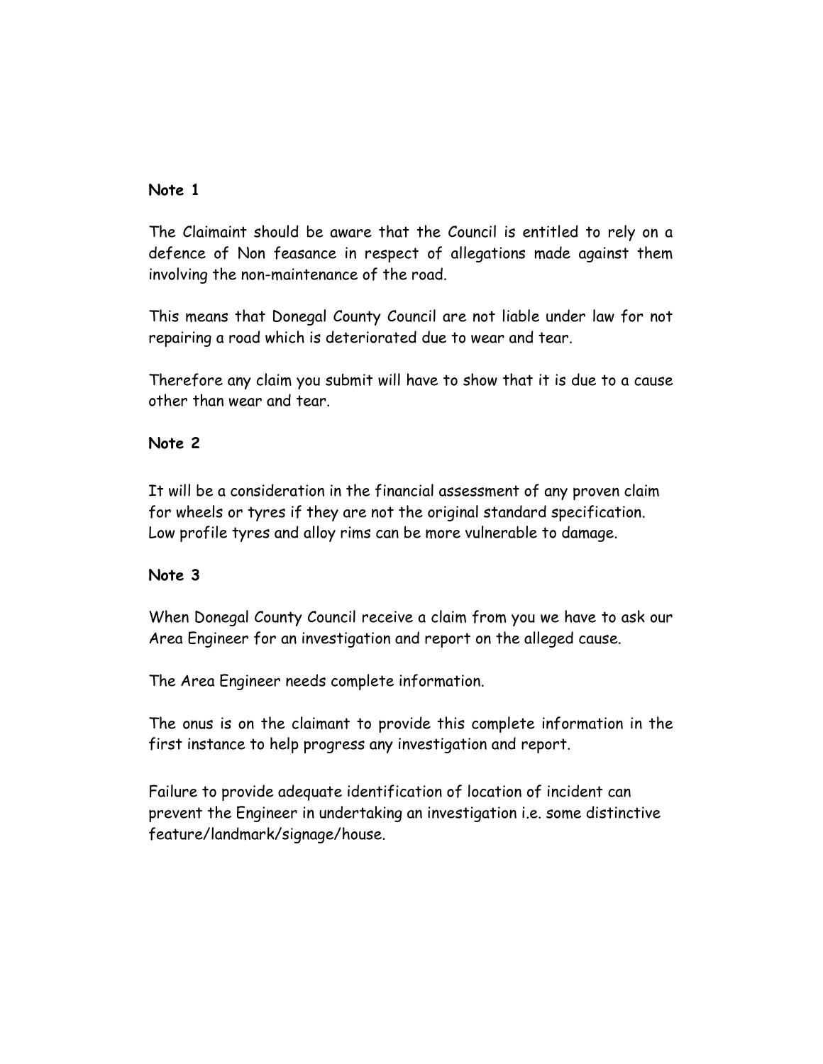**Note 1**

The Claimaint should be aware that the Council is entitled to rely on a defence of Non feasance in respect of allegations made against them involving the non-maintenance of the road.

This means that Donegal County Council are not liable under law for not repairing a road which is deteriorated due to wear and tear.

Therefore any claim you submit will have to show that it is due to a cause other than wear and tear.

**Note 2**

It will be a consideration in the financial assessment of any proven claim for wheels or tyres if they are not the original standard specification. Low profile tyres and alloy rims can be more vulnerable to damage.

**Note 3**

When Donegal County Council receive a claim from you we have to ask our Area Engineer for an investigation and report on the alleged cause.

The Area Engineer needs complete information.

The onus is on the claimant to provide this complete information in the first instance to help progress any investigation and report.

Failure to provide adequate identification of location of incident can prevent the Engineer in undertaking an investigation i.e. some distinctive feature/landmark/signage/house.